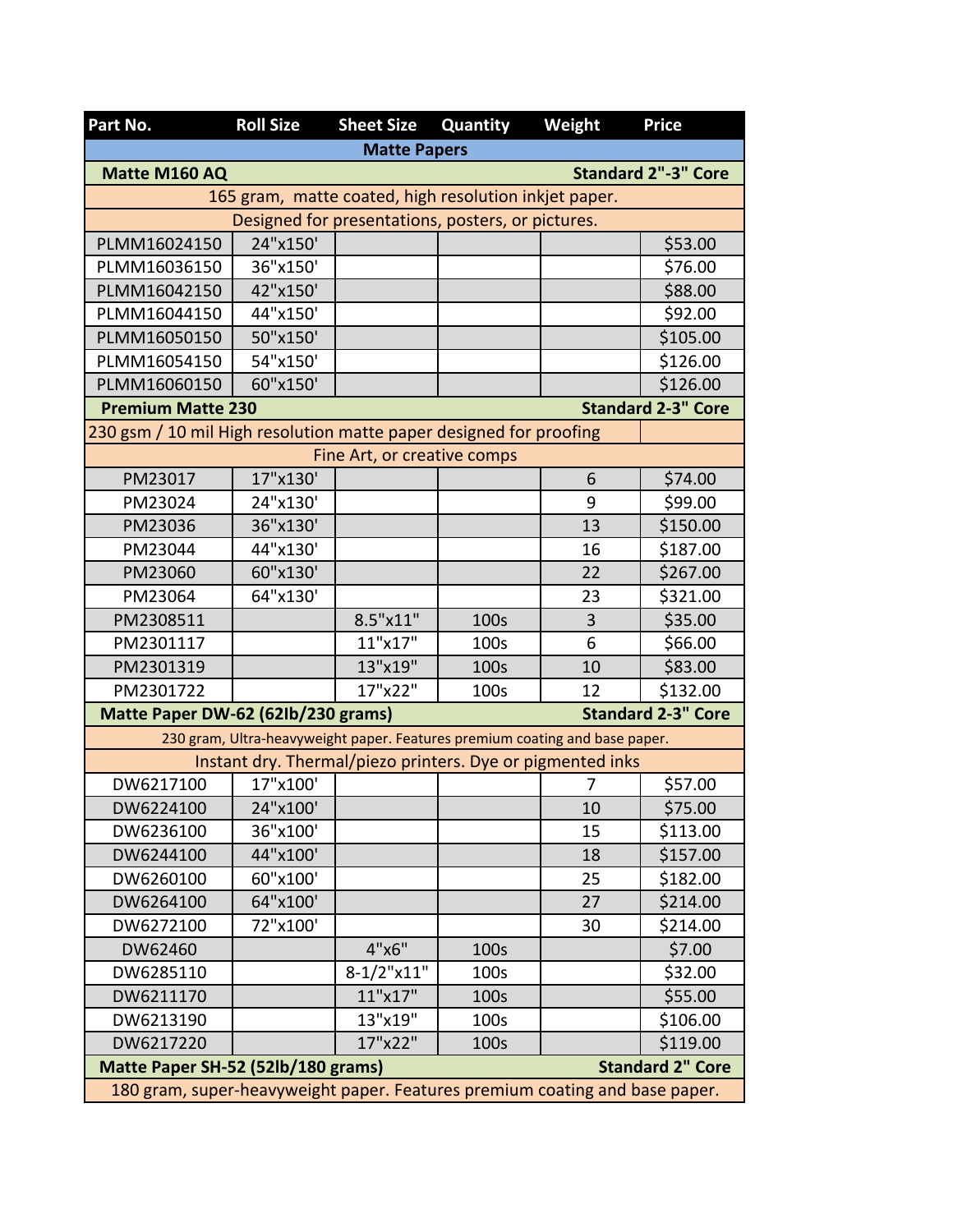| Part No. | Roll Size | Sheet Size | Quantity | Weight | Price |
|---|---|---|---|---|---|
| **Matte Papers** | | | | | |
| **Matte M160 AQ** | | | | | **Standard 2"-3" Core** |
| 165 gram, matte coated, high resolution inkjet paper. | | | | | |
| Designed for presentations, posters, or pictures. | | | | | |
| PLMM16024150 | 24"x150' | | | | $53.00 |
| PLMM16036150 | 36"x150' | | | | $76.00 |
| PLMM16042150 | 42"x150' | | | | $88.00 |
| PLMM16044150 | 44"x150' | | | | $92.00 |
| PLMM16050150 | 50"x150' | | | | $105.00 |
| PLMM16054150 | 54"x150' | | | | $126.00 |
| PLMM16060150 | 60"x150' | | | | $126.00 |
| **Premium Matte 230** | | | | | **Standard 2-3" Core** |
| 230 gsm / 10 mil High resolution matte paper designed for proofing | | | | | |
| Fine Art, or creative comps | | | | | |
| PM23017 | 17"x130' | | | 6 | $74.00 |
| PM23024 | 24"x130' | | | 9 | $99.00 |
| PM23036 | 36"x130' | | | 13 | $150.00 |
| PM23044 | 44"x130' | | | 16 | $187.00 |
| PM23060 | 60"x130' | | | 22 | $267.00 |
| PM23064 | 64"x130' | | | 23 | $321.00 |
| PM2308511 | | 8.5"x11" | 100s | 3 | $35.00 |
| PM2301117 | | 11"x17" | 100s | 6 | $66.00 |
| PM2301319 | | 13"x19" | 100s | 10 | $83.00 |
| PM2301722 | | 17"x22" | 100s | 12 | $132.00 |
| **Matte Paper DW-62 (62lb/230 grams)** | | | | | **Standard 2-3" Core** |
| 230 gram, Ultra-heavyweight paper. Features premium coating and base paper. | | | | | |
| Instant dry. Thermal/piezo printers. Dye or pigmented inks | | | | | |
| DW6217100 | 17"x100' | | | 7 | $57.00 |
| DW6224100 | 24"x100' | | | 10 | $75.00 |
| DW6236100 | 36"x100' | | | 15 | $113.00 |
| DW6244100 | 44"x100' | | | 18 | $157.00 |
| DW6260100 | 60"x100' | | | 25 | $182.00 |
| DW6264100 | 64"x100' | | | 27 | $214.00 |
| DW6272100 | 72"x100' | | | 30 | $214.00 |
| DW62460 | | 4"x6" | 100s | | $7.00 |
| DW6285110 | | 8-1/2"x11" | 100s | | $32.00 |
| DW6211170 | | 11"x17" | 100s | | $55.00 |
| DW6213190 | | 13"x19" | 100s | | $106.00 |
| DW6217220 | | 17"x22" | 100s | | $119.00 |
| **Matte Paper SH-52 (52lb/180 grams)** | | | | | **Standard 2" Core** |
| 180 gram, super-heavyweight paper. Features premium coating and base paper. | | | | | |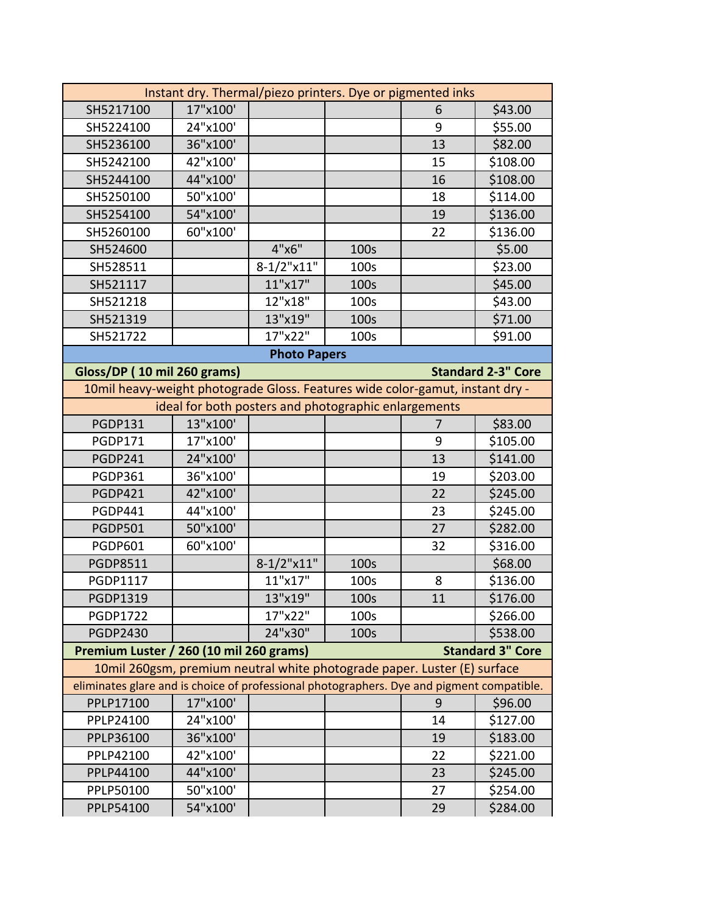| Instant dry. Thermal/piezo printers. Dye or pigmented inks | | | | | |
|---|---|---|---|---|---|
| SH5217100 | 17"x100' | | | 6 | $43.00 |
| SH5224100 | 24"x100' | | | 9 | $55.00 |
| SH5236100 | 36"x100' | | | 13 | $82.00 |
| SH5242100 | 42"x100' | | | 15 | $108.00 |
| SH5244100 | 44"x100' | | | 16 | $108.00 |
| SH5250100 | 50"x100' | | | 18 | $114.00 |
| SH5254100 | 54"x100' | | | 19 | $136.00 |
| SH5260100 | 60"x100' | | | 22 | $136.00 |
| SH524600 | | 4"x6" | 100s | | $5.00 |
| SH528511 | | 8-1/2"x11" | 100s | | $23.00 |
| SH521117 | | 11"x17" | 100s | | $45.00 |
| SH521218 | | 12"x18" | 100s | | $43.00 |
| SH521319 | | 13"x19" | 100s | | $71.00 |
| SH521722 | | 17"x22" | 100s | | $91.00 |
| **Photo Papers** | | | | | |
| **Gloss/DP ( 10 mil 260 grams)** | | | | **Standard 2-3" Core** | |
| 10mil heavy-weight photograde Gloss. Features wide color-gamut, instant dry - ideal for both posters and photographic enlargements | | | | | |
| PGDP131 | 13"x100' | | | 7 | $83.00 |
| PGDP171 | 17"x100' | | | 9 | $105.00 |
| PGDP241 | 24"x100' | | | 13 | $141.00 |
| PGDP361 | 36"x100' | | | 19 | $203.00 |
| PGDP421 | 42"x100' | | | 22 | $245.00 |
| PGDP441 | 44"x100' | | | 23 | $245.00 |
| PGDP501 | 50"x100' | | | 27 | $282.00 |
| PGDP601 | 60"x100' | | | 32 | $316.00 |
| PGDP8511 | | 8-1/2"x11" | 100s | | $68.00 |
| PGDP1117 | | 11"x17" | 100s | 8 | $136.00 |
| PGDP1319 | | 13"x19" | 100s | 11 | $176.00 |
| PGDP1722 | | 17"x22" | 100s | | $266.00 |
| PGDP2430 | | 24"x30" | 100s | | $538.00 |
| **Premium Luster / 260 (10 mil 260 grams)** | | | | **Standard 3" Core** | |
| 10mil 260gsm, premium neutral white photograde paper. Luster (E) surface eliminates glare and is choice of professional photographers. Dye and pigment compatible. | | | | | |
| PPLP17100 | 17"x100' | | | 9 | $96.00 |
| PPLP24100 | 24"x100' | | | 14 | $127.00 |
| PPLP36100 | 36"x100' | | | 19 | $183.00 |
| PPLP42100 | 42"x100' | | | 22 | $221.00 |
| PPLP44100 | 44"x100' | | | 23 | $245.00 |
| PPLP50100 | 50"x100' | | | 27 | $254.00 |
| PPLP54100 | 54"x100' | | | 29 | $284.00 |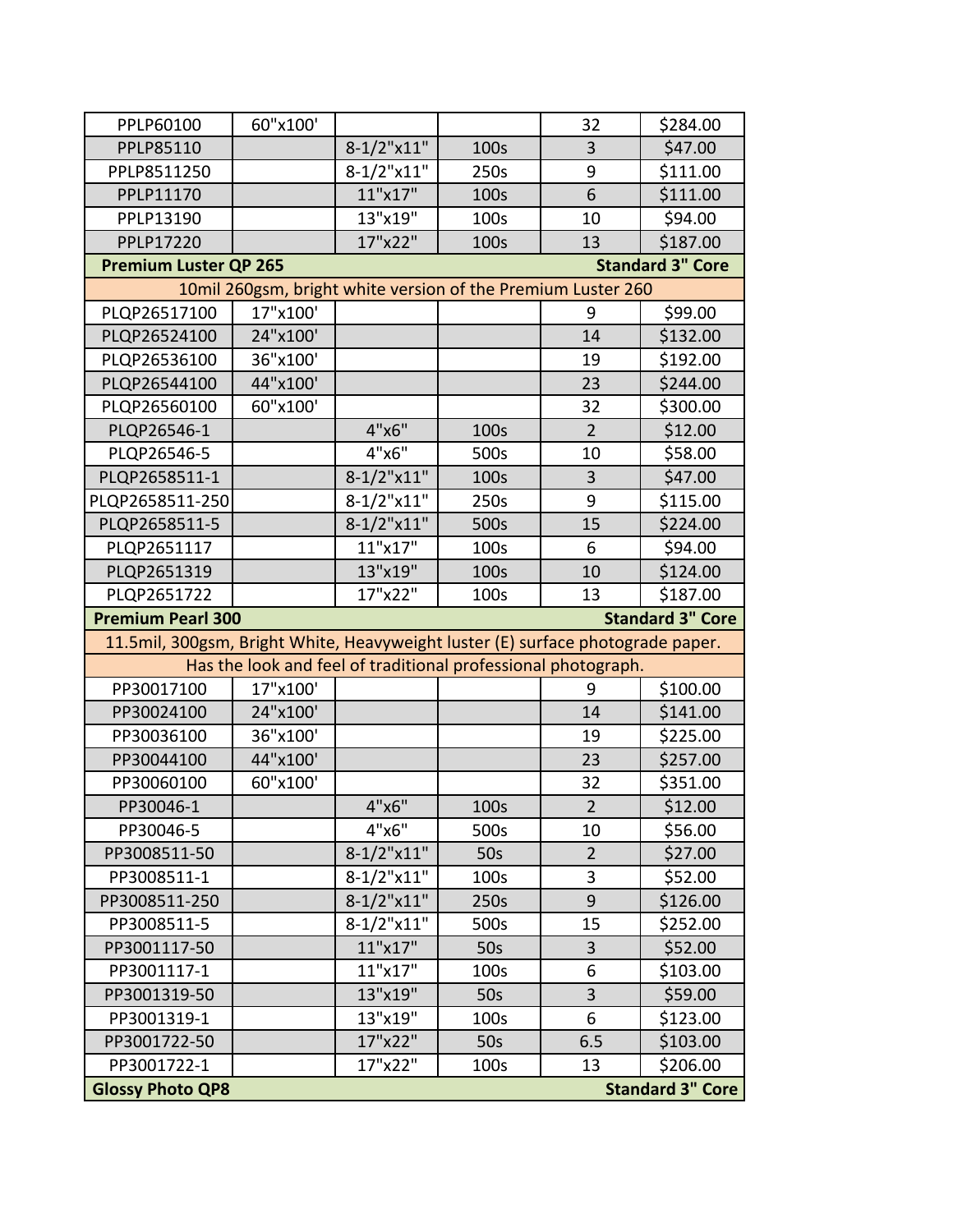| | | | | | |
|---|---|---|---|---|---|
| PPLP60100 | 60"x100' | | | 32 | $284.00 |
| PPLP85110 | | 8-1/2"x11" | 100s | 3 | $47.00 |
| PPLP8511250 | | 8-1/2"x11" | 250s | 9 | $111.00 |
| PPLP11170 | | 11"x17" | 100s | 6 | $111.00 |
| PPLP13190 | | 13"x19" | 100s | 10 | $94.00 |
| PPLP17220 | | 17"x22" | 100s | 13 | $187.00 |
| **Premium Luster QP 265** | | | | | **Standard 3" Core** |
| 10mil 260gsm, bright white version of the Premium Luster 260 | | | | | |
| PLQP26517100 | 17"x100' | | | 9 | $99.00 |
| PLQP26524100 | 24"x100' | | | 14 | $132.00 |
| PLQP26536100 | 36"x100' | | | 19 | $192.00 |
| PLQP26544100 | 44"x100' | | | 23 | $244.00 |
| PLQP26560100 | 60"x100' | | | 32 | $300.00 |
| PLQP26546-1 | | 4"x6" | 100s | 2 | $12.00 |
| PLQP26546-5 | | 4"x6" | 500s | 10 | $58.00 |
| PLQP2658511-1 | | 8-1/2"x11" | 100s | 3 | $47.00 |
| PLQP2658511-250 | | 8-1/2"x11" | 250s | 9 | $115.00 |
| PLQP2658511-5 | | 8-1/2"x11" | 500s | 15 | $224.00 |
| PLQP2651117 | | 11"x17" | 100s | 6 | $94.00 |
| PLQP2651319 | | 13"x19" | 100s | 10 | $124.00 |
| PLQP2651722 | | 17"x22" | 100s | 13 | $187.00 |
| **Premium Pearl 300** | | | | | **Standard 3" Core** |
| 11.5mil, 300gsm, Bright White, Heavyweight luster (E) surface photograde paper. Has the look and feel of traditional professional photograph. | | | | | |
| PP30017100 | 17"x100' | | | 9 | $100.00 |
| PP30024100 | 24"x100' | | | 14 | $141.00 |
| PP30036100 | 36"x100' | | | 19 | $225.00 |
| PP30044100 | 44"x100' | | | 23 | $257.00 |
| PP30060100 | 60"x100' | | | 32 | $351.00 |
| PP30046-1 | | 4"x6" | 100s | 2 | $12.00 |
| PP30046-5 | | 4"x6" | 500s | 10 | $56.00 |
| PP3008511-50 | | 8-1/2"x11" | 50s | 2 | $27.00 |
| PP3008511-1 | | 8-1/2"x11" | 100s | 3 | $52.00 |
| PP3008511-250 | | 8-1/2"x11" | 250s | 9 | $126.00 |
| PP3008511-5 | | 8-1/2"x11" | 500s | 15 | $252.00 |
| PP3001117-50 | | 11"x17" | 50s | 3 | $52.00 |
| PP3001117-1 | | 11"x17" | 100s | 6 | $103.00 |
| PP3001319-50 | | 13"x19" | 50s | 3 | $59.00 |
| PP3001319-1 | | 13"x19" | 100s | 6 | $123.00 |
| PP3001722-50 | | 17"x22" | 50s | 6.5 | $103.00 |
| PP3001722-1 | | 17"x22" | 100s | 13 | $206.00 |
| **Glossy Photo QP8** | | | | | **Standard 3" Core** |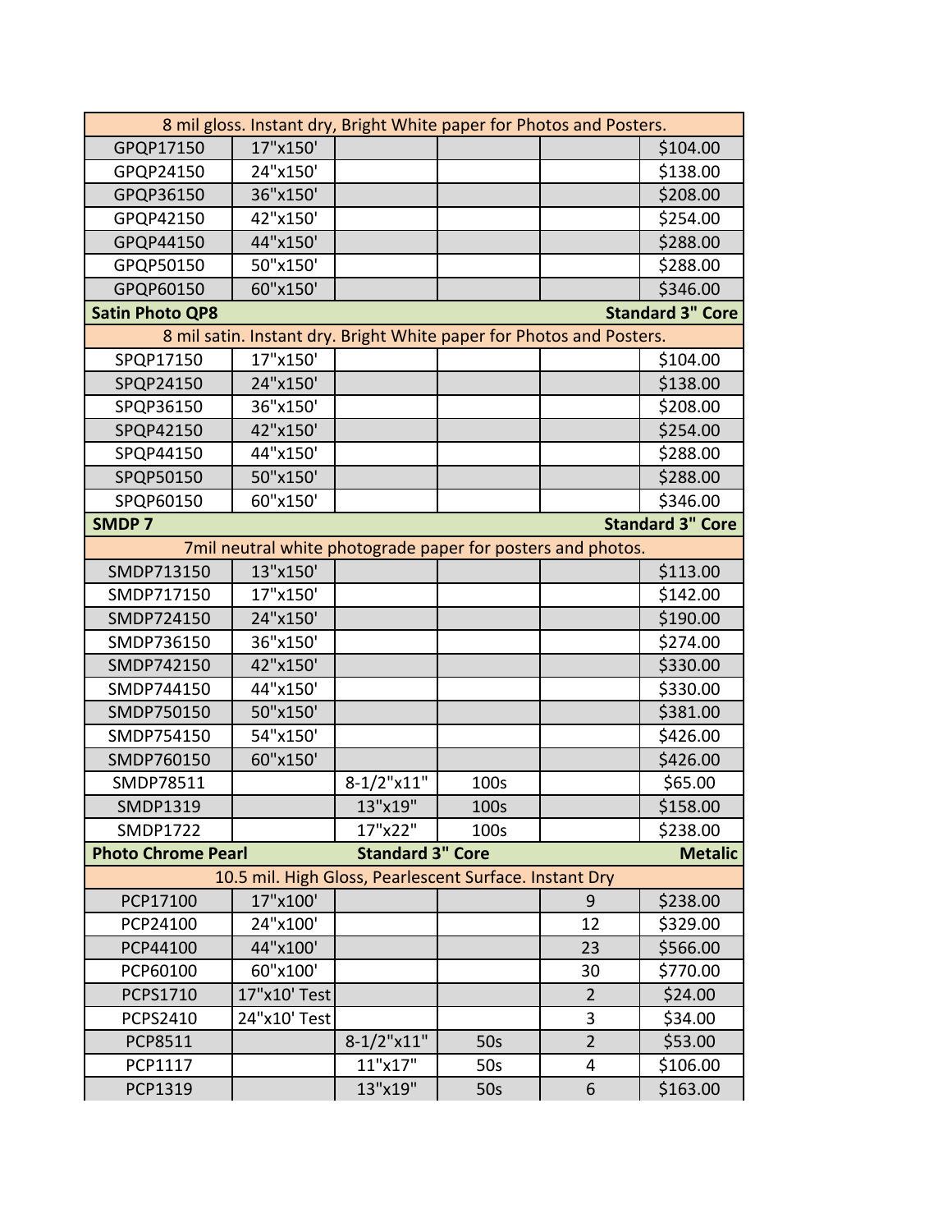| | | | | | |
|---|---|---|---|---|---|
| 8 mil gloss. Instant dry, Bright White paper for Photos and Posters. | | | | | |
| GPQP17150 | 17"x150' | | | | $104.00 |
| GPQP24150 | 24"x150' | | | | $138.00 |
| GPQP36150 | 36"x150' | | | | $208.00 |
| GPQP42150 | 42"x150' | | | | $254.00 |
| GPQP44150 | 44"x150' | | | | $288.00 |
| GPQP50150 | 50"x150' | | | | $288.00 |
| GPQP60150 | 60"x150' | | | | $346.00 |
| **Satin Photo QP8** | | | | | **Standard 3" Core** |
| 8 mil satin. Instant dry. Bright White paper for Photos and Posters. | | | | | |
| SPQP17150 | 17"x150' | | | | $104.00 |
| SPQP24150 | 24"x150' | | | | $138.00 |
| SPQP36150 | 36"x150' | | | | $208.00 |
| SPQP42150 | 42"x150' | | | | $254.00 |
| SPQP44150 | 44"x150' | | | | $288.00 |
| SPQP50150 | 50"x150' | | | | $288.00 |
| SPQP60150 | 60"x150' | | | | $346.00 |
| **SMDP 7** | | | | | **Standard 3" Core** |
| 7mil neutral white photograde paper for posters and photos. | | | | | |
| SMDP713150 | 13"x150' | | | | $113.00 |
| SMDP717150 | 17"x150' | | | | $142.00 |
| SMDP724150 | 24"x150' | | | | $190.00 |
| SMDP736150 | 36"x150' | | | | $274.00 |
| SMDP742150 | 42"x150' | | | | $330.00 |
| SMDP744150 | 44"x150' | | | | $330.00 |
| SMDP750150 | 50"x150' | | | | $381.00 |
| SMDP754150 | 54"x150' | | | | $426.00 |
| SMDP760150 | 60"x150' | | | | $426.00 |
| SMDP78511 | | 8-1/2"x11" | 100s | | $65.00 |
| SMDP1319 | | 13"x19" | 100s | | $158.00 |
| SMDP1722 | | 17"x22" | 100s | | $238.00 |
| **Photo Chrome Pearl** | | **Standard 3" Core** | | | **Metalic** |
| 10.5 mil. High Gloss, Pearlescent Surface. Instant Dry | | | | | |
| PCP17100 | 17"x100' | | | 9 | $238.00 |
| PCP24100 | 24"x100' | | | 12 | $329.00 |
| PCP44100 | 44"x100' | | | 23 | $566.00 |
| PCP60100 | 60"x100' | | | 30 | $770.00 |
| PCPS1710 | 17"x10' Test | | | 2 | $24.00 |
| PCPS2410 | 24"x10' Test | | | 3 | $34.00 |
| PCP8511 | | 8-1/2"x11" | 50s | 2 | $53.00 |
| PCP1117 | | 11"x17" | 50s | 4 | $106.00 |
| PCP1319 | | 13"x19" | 50s | 6 | $163.00 |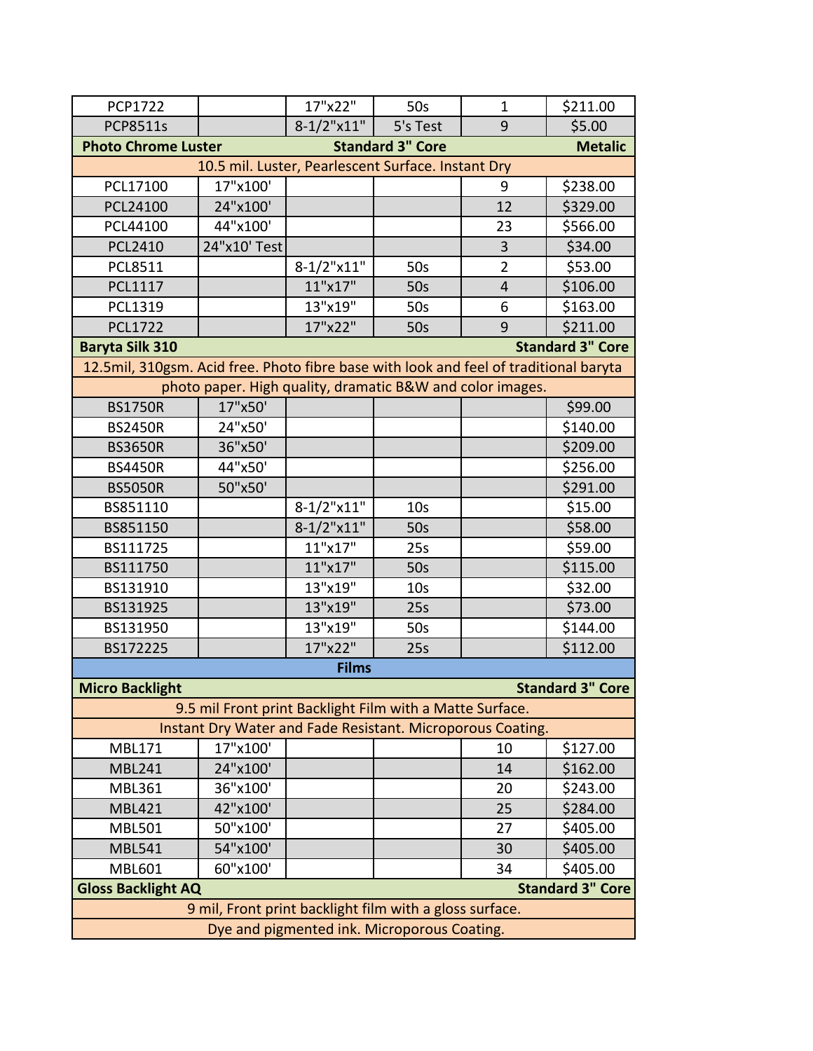| | | | | | |
|---|---|---|---|---|---|
| PCP1722 | | 17"x22" | 50s | 1 | $211.00 |
| PCP8511s | | 8-1/2"x11" | 5's Test | 9 | $5.00 |
| **Photo Chrome Luster** | | **Standard 3" Core** | | | **Metalic** |
| 10.5 mil. Luster, Pearlescent Surface. Instant Dry | | | | | |
| PCL17100 | 17"x100' | | | 9 | $238.00 |
| PCL24100 | 24"x100' | | | 12 | $329.00 |
| PCL44100 | 44"x100' | | | 23 | $566.00 |
| PCL2410 | 24"x10' Test | | | 3 | $34.00 |
| PCL8511 | | 8-1/2"x11" | 50s | 2 | $53.00 |
| PCL1117 | | 11"x17" | 50s | 4 | $106.00 |
| PCL1319 | | 13"x19" | 50s | 6 | $163.00 |
| PCL1722 | | 17"x22" | 50s | 9 | $211.00 |
| **Baryta Silk 310** | | | | | **Standard 3" Core** |
| 12.5mil, 310gsm. Acid free. Photo fibre base with look and feel of traditional baryta photo paper. High quality, dramatic B&W and color images. | | | | | |
| BS1750R | 17"x50' | | | | $99.00 |
| BS2450R | 24"x50' | | | | $140.00 |
| BS3650R | 36"x50' | | | | $209.00 |
| BS4450R | 44"x50' | | | | $256.00 |
| BS5050R | 50"x50' | | | | $291.00 |
| BS851110 | | 8-1/2"x11" | 10s | | $15.00 |
| BS851150 | | 8-1/2"x11" | 50s | | $58.00 |
| BS111725 | | 11"x17" | 25s | | $59.00 |
| BS111750 | | 11"x17" | 50s | | $115.00 |
| BS131910 | | 13"x19" | 10s | | $32.00 |
| BS131925 | | 13"x19" | 25s | | $73.00 |
| BS131950 | | 13"x19" | 50s | | $144.00 |
| BS172225 | | 17"x22" | 25s | | $112.00 |
| **Films** | | | | | |
| **Micro Backlight** | | | | | **Standard 3" Core** |
| 9.5 mil Front print Backlight Film with a Matte Surface. Instant Dry Water and Fade Resistant. Microporous Coating. | | | | | |
| MBL171 | 17"x100' | | | 10 | $127.00 |
| MBL241 | 24"x100' | | | 14 | $162.00 |
| MBL361 | 36"x100' | | | 20 | $243.00 |
| MBL421 | 42"x100' | | | 25 | $284.00 |
| MBL501 | 50"x100' | | | 27 | $405.00 |
| MBL541 | 54"x100' | | | 30 | $405.00 |
| MBL601 | 60"x100' | | | 34 | $405.00 |
| **Gloss Backlight AQ** | | | | | **Standard 3" Core** |
| 9 mil, Front print backlight film with a gloss surface. Dye and pigmented ink. Microporous Coating. | | | | | |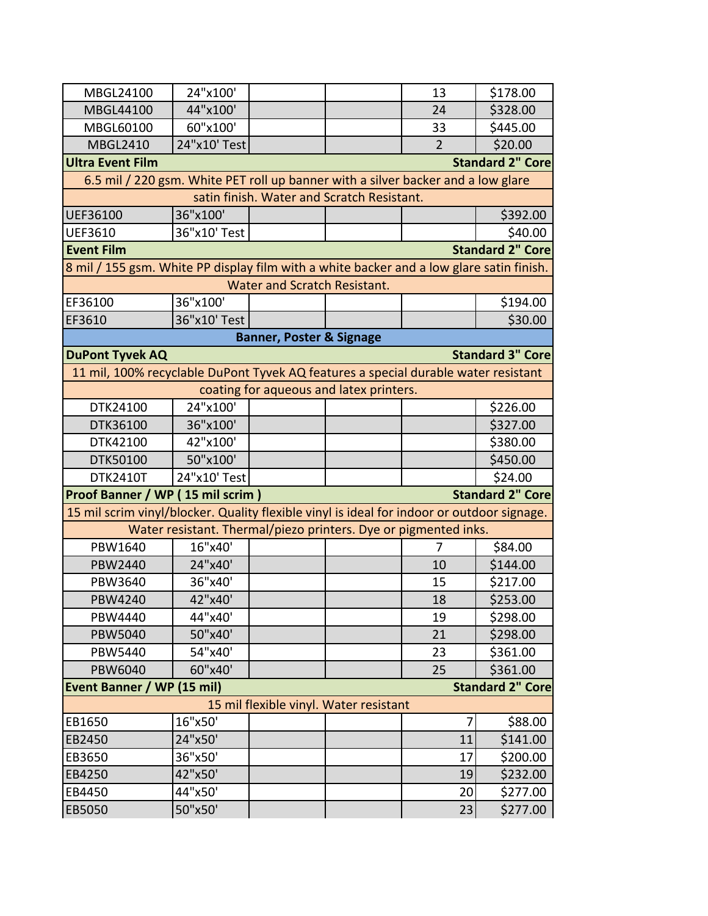| | | | | | |
|---|---|---|---|---|---|
| MBGL24100 | 24"x100' | | | 13 | $178.00 |
| MBGL44100 | 44"x100' | | | 24 | $328.00 |
| MBGL60100 | 60"x100' | | | 33 | $445.00 |
| MBGL2410 | 24"x10' Test | | | 2 | $20.00 |
| **Ultra Event Film** | | | | | **Standard 2" Core** |
| 6.5 mil / 220 gsm. White PET roll up banner with a silver backer and a low glare satin finish. Water and Scratch Resistant. | | | | | |
| UEF36100 | 36"x100' | | | | $392.00 |
| UEF3610 | 36"x10' Test | | | | $40.00 |
| **Event Film** | | | | | **Standard 2" Core** |
| 8 mil / 155 gsm. White PP display film with a white backer and a low glare satin finish. Water and Scratch Resistant. | | | | | |
| EF36100 | 36"x100' | | | | $194.00 |
| EF3610 | 36"x10' Test | | | | $30.00 |
| **Banner, Poster & Signage** | | | | | |
| **DuPont Tyvek AQ** | | | | | **Standard 3" Core** |
| 11 mil, 100% recyclable DuPont Tyvek AQ features a special durable water resistant coating for aqueous and latex printers. | | | | | |
| DTK24100 | 24"x100' | | | | $226.00 |
| DTK36100 | 36"x100' | | | | $327.00 |
| DTK42100 | 42"x100' | | | | $380.00 |
| DTK50100 | 50"x100' | | | | $450.00 |
| DTK2410T | 24"x10' Test | | | | $24.00 |
| **Proof Banner / WP ( 15 mil scrim )** | | | | | **Standard 2" Core** |
| 15 mil scrim vinyl/blocker. Quality flexible vinyl is ideal for indoor or outdoor signage. Water resistant. Thermal/piezo printers. Dye or pigmented inks. | | | | | |
| PBW1640 | 16"x40' | | | 7 | $84.00 |
| PBW2440 | 24"x40' | | | 10 | $144.00 |
| PBW3640 | 36"x40' | | | 15 | $217.00 |
| PBW4240 | 42"x40' | | | 18 | $253.00 |
| PBW4440 | 44"x40' | | | 19 | $298.00 |
| PBW5040 | 50"x40' | | | 21 | $298.00 |
| PBW5440 | 54"x40' | | | 23 | $361.00 |
| PBW6040 | 60"x40' | | | 25 | $361.00 |
| **Event Banner / WP (15 mil)** | | | | | **Standard 2" Core** |
| 15 mil flexible vinyl. Water resistant | | | | | |
| EB1650 | 16"x50' | | | 7 | $88.00 |
| EB2450 | 24"x50' | | | 11 | $141.00 |
| EB3650 | 36"x50' | | | 17 | $200.00 |
| EB4250 | 42"x50' | | | 19 | $232.00 |
| EB4450 | 44"x50' | | | 20 | $277.00 |
| EB5050 | 50"x50' | | | 23 | $277.00 |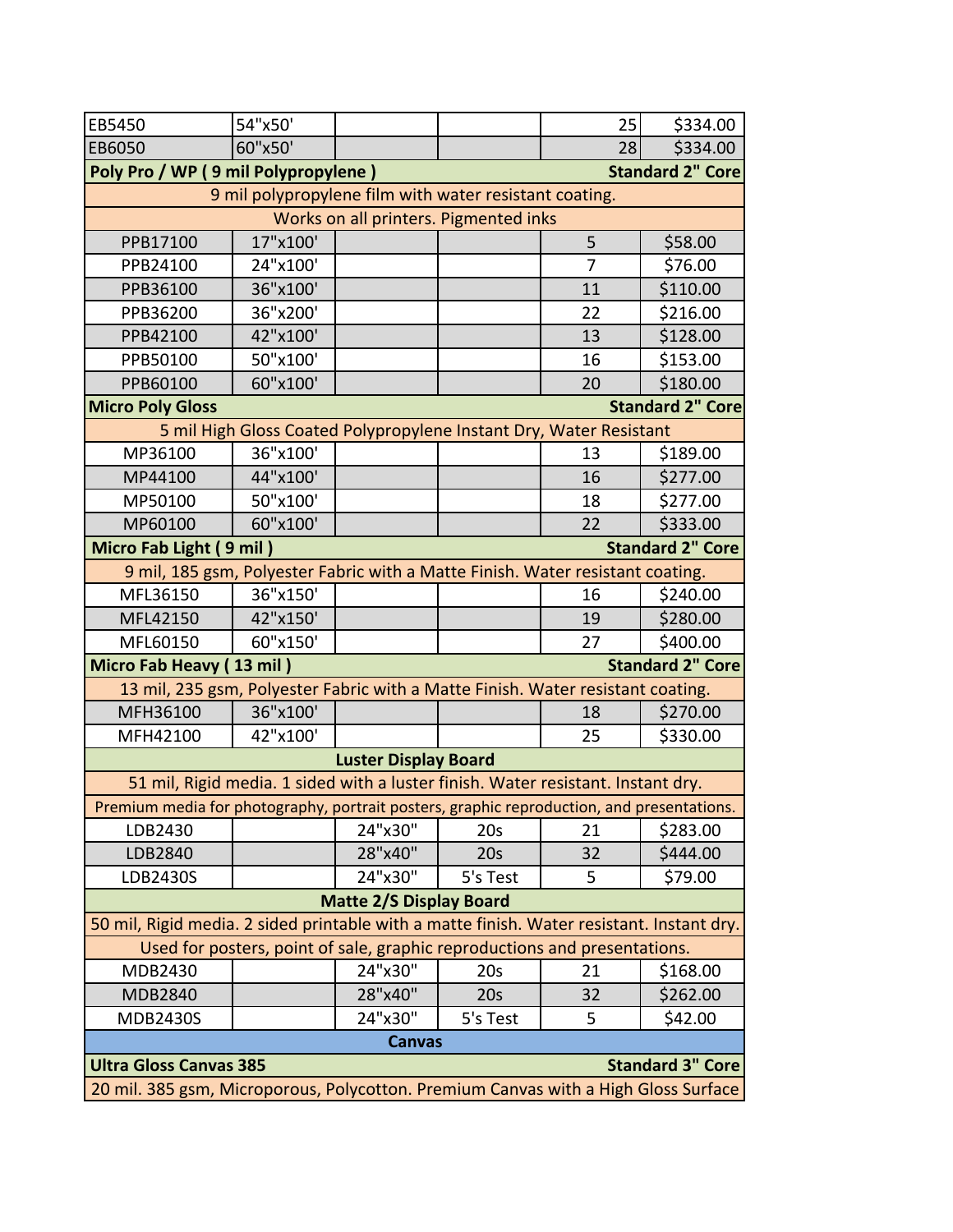| | | | | | |
|---|---|---|---|---|---|
| EB5450 | 54"x50' | | | 25 | $334.00 |
| EB6050 | 60"x50' | | | 28 | $334.00 |
| **Poly Pro / WP ( 9 mil Polypropylene )** | | | | | **Standard 2" Core** |
| 9 mil polypropylene film with water resistant coating. | | | | | |
| Works on all printers. Pigmented inks | | | | | |
| PPB17100 | 17"x100' | | | 5 | $58.00 |
| PPB24100 | 24"x100' | | | 7 | $76.00 |
| PPB36100 | 36"x100' | | | 11 | $110.00 |
| PPB36200 | 36"x200' | | | 22 | $216.00 |
| PPB42100 | 42"x100' | | | 13 | $128.00 |
| PPB50100 | 50"x100' | | | 16 | $153.00 |
| PPB60100 | 60"x100' | | | 20 | $180.00 |
| **Micro Poly Gloss** | | | | | **Standard 2" Core** |
| 5 mil High Gloss Coated Polypropylene Instant Dry, Water Resistant | | | | | |
| MP36100 | 36"x100' | | | 13 | $189.00 |
| MP44100 | 44"x100' | | | 16 | $277.00 |
| MP50100 | 50"x100' | | | 18 | $277.00 |
| MP60100 | 60"x100' | | | 22 | $333.00 |
| **Micro Fab Light ( 9 mil )** | | | | | **Standard 2" Core** |
| 9 mil, 185 gsm, Polyester Fabric with a Matte Finish. Water resistant coating. | | | | | |
| MFL36150 | 36"x150' | | | 16 | $240.00 |
| MFL42150 | 42"x150' | | | 19 | $280.00 |
| MFL60150 | 60"x150' | | | 27 | $400.00 |
| **Micro Fab Heavy ( 13 mil )** | | | | | **Standard 2" Core** |
| 13 mil, 235 gsm, Polyester Fabric with a Matte Finish. Water resistant coating. | | | | | |
| MFH36100 | 36"x100' | | | 18 | $270.00 |
| MFH42100 | 42"x100' | | | 25 | $330.00 |
| **Luster Display Board** | | | | | |
| 51 mil, Rigid media. 1 sided with a luster finish. Water resistant. Instant dry. | | | | | |
| Premium media for photography, portrait posters, graphic reproduction, and presentations. | | | | | |
| LDB2430 | | 24"x30" | 20s | 21 | $283.00 |
| LDB2840 | | 28"x40" | 20s | 32 | $444.00 |
| LDB2430S | | 24"x30" | 5's Test | 5 | $79.00 |
| **Matte 2/S Display Board** | | | | | |
| 50 mil, Rigid media. 2 sided printable with a matte finish. Water resistant. Instant dry. | | | | | |
| Used for posters, point of sale, graphic reproductions and presentations. | | | | | |
| MDB2430 | | 24"x30" | 20s | 21 | $168.00 |
| MDB2840 | | 28"x40" | 20s | 32 | $262.00 |
| MDB2430S | | 24"x30" | 5's Test | 5 | $42.00 |
| **Canvas** | | | | | |
| **Ultra Gloss Canvas 385** | | | | | **Standard 3" Core** |
| 20 mil. 385 gsm, Microporous, Polycotton. Premium Canvas with a High Gloss Surface | | | | | |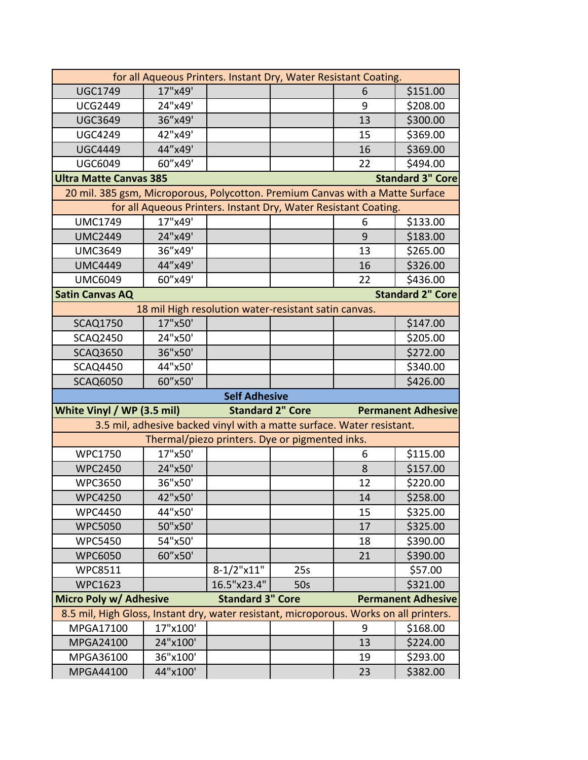| | | | | | |
|---|---|---|---|---|---|
| for all Aqueous Printers. Instant Dry, Water Resistant Coating. | | | | | |
| UGC1749 | 17"x49' | | | 6 | $151.00 |
| UCG2449 | 24"x49' | | | 9 | $208.00 |
| UGC3649 | 36"x49' | | | 13 | $300.00 |
| UGC4249 | 42"x49' | | | 15 | $369.00 |
| UGC4449 | 44"x49' | | | 16 | $369.00 |
| UGC6049 | 60"x49' | | | 22 | $494.00 |
| **Ultra Matte Canvas 385** | | | | | **Standard 3" Core** |
| 20 mil. 385 gsm, Microporous, Polycotton. Premium Canvas with a Matte Surface | | | | | |
| for all Aqueous Printers. Instant Dry, Water Resistant Coating. | | | | | |
| UMC1749 | 17"x49' | | | 6 | $133.00 |
| UMC2449 | 24"x49' | | | 9 | $183.00 |
| UMC3649 | 36"x49' | | | 13 | $265.00 |
| UMC4449 | 44"x49' | | | 16 | $326.00 |
| UMC6049 | 60"x49' | | | 22 | $436.00 |
| **Satin Canvas AQ** | | | | | **Standard 2" Core** |
| 18 mil High resolution water-resistant satin canvas. | | | | | |
| SCAQ1750 | 17"x50' | | | | $147.00 |
| SCAQ2450 | 24"x50' | | | | $205.00 |
| SCAQ3650 | 36"x50' | | | | $272.00 |
| SCAQ4450 | 44"x50' | | | | $340.00 |
| SCAQ6050 | 60"x50' | | | | $426.00 |
| **Self Adhesive** | | | | | |
| **White Vinyl / WP (3.5 mil)** | | **Standard 2" Core** | | | **Permanent Adhesive** |
| 3.5 mil, adhesive backed vinyl with a matte surface. Water resistant. | | | | | |
| Thermal/piezo printers. Dye or pigmented inks. | | | | | |
| WPC1750 | 17"x50' | | | 6 | $115.00 |
| WPC2450 | 24"x50' | | | 8 | $157.00 |
| WPC3650 | 36"x50' | | | 12 | $220.00 |
| WPC4250 | 42"x50' | | | 14 | $258.00 |
| WPC4450 | 44"x50' | | | 15 | $325.00 |
| WPC5050 | 50"x50' | | | 17 | $325.00 |
| WPC5450 | 54"x50' | | | 18 | $390.00 |
| WPC6050 | 60"x50' | | | 21 | $390.00 |
| WPC8511 | | 8-1/2"x11" | 25s | | $57.00 |
| WPC1623 | | 16.5"x23.4" | 50s | | $321.00 |
| **Micro Poly w/ Adhesive** | | **Standard 3" Core** | | | **Permanent Adhesive** |
| 8.5 mil, High Gloss, Instant dry, water resistant, microporous. Works on all printers. | | | | | |
| MPGA17100 | 17"x100' | | | 9 | $168.00 |
| MPGA24100 | 24"x100' | | | 13 | $224.00 |
| MPGA36100 | 36"x100' | | | 19 | $293.00 |
| MPGA44100 | 44"x100' | | | 23 | $382.00 |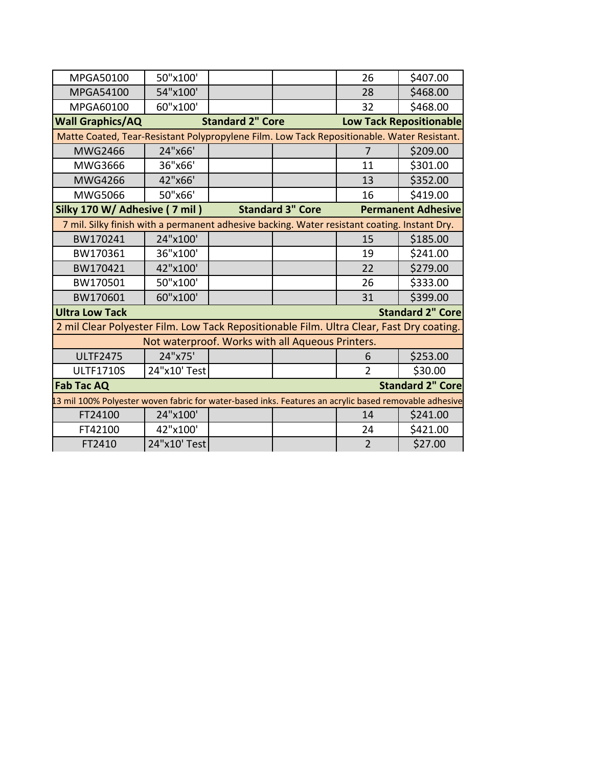| | | | | | |
|---|---|---|---|---|---|
| MPGA50100 | 50"x100' | | | 26 | $407.00 |
| MPGA54100 | 54"x100' | | | 28 | $468.00 |
| MPGA60100 | 60"x100' | | | 32 | $468.00 |
| **Wall Graphics/AQ** | | **Standard 2" Core** | | **Low Tack Repositionable** | |
| Matte Coated, Tear-Resistant Polypropylene Film. Low Tack Repositionable. Water Resistant. | | | | | |
| MWG2466 | 24"x66' | | | 7 | $209.00 |
| MWG3666 | 36"x66' | | | 11 | $301.00 |
| MWG4266 | 42"x66' | | | 13 | $352.00 |
| MWG5066 | 50"x66' | | | 16 | $419.00 |
| **Silky 170 W/ Adhesive ( 7 mil )** | | **Standard 3" Core** | | **Permanent Adhesive** | |
| 7 mil. Silky finish with a permanent adhesive backing. Water resistant coating. Instant Dry. | | | | | |
| BW170241 | 24"x100' | | | 15 | $185.00 |
| BW170361 | 36"x100' | | | 19 | $241.00 |
| BW170421 | 42"x100' | | | 22 | $279.00 |
| BW170501 | 50"x100' | | | 26 | $333.00 |
| BW170601 | 60"x100' | | | 31 | $399.00 |
| **Ultra Low Tack** | | | | | **Standard 2" Core** |
| 2 mil Clear Polyester Film. Low Tack Repositionable Film. Ultra Clear, Fast Dry coating. | | | | | |
| Not waterproof. Works with all Aqueous Printers. | | | | | |
| ULTF2475 | 24"x75' | | | 6 | $253.00 |
| ULTF1710S | 24"x10' Test | | | 2 | $30.00 |
| **Fab Tac AQ** | | | | | **Standard 2" Core** |
| 13 mil 100% Polyester woven fabric for water-based inks. Features an acrylic based removable adhesive | | | | | |
| FT24100 | 24"x100' | | | 14 | $241.00 |
| FT42100 | 42"x100' | | | 24 | $421.00 |
| FT2410 | 24"x10' Test | | | 2 | $27.00 |